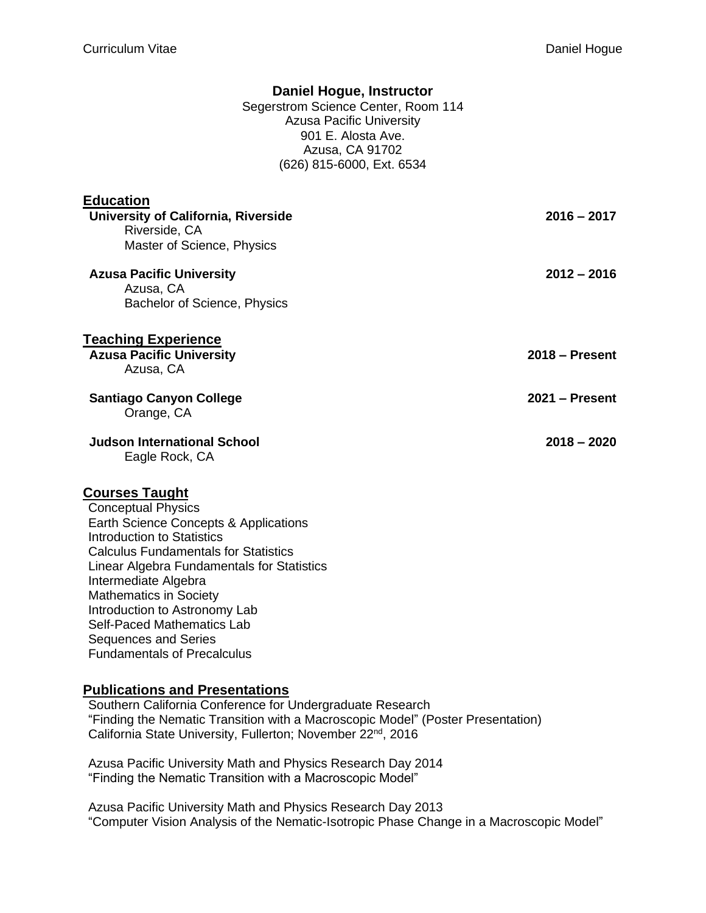**Daniel Hogue, Instructor**
Segerstrom Science Center, Room 114
Azusa Pacific University
901 E. Alosta Ave.
Azusa, CA 91702
(626) 815-6000, Ext. 6534

## Education

**University of California, Riverside** — **2016 – 2017**
Riverside, CA
Master of Science, Physics

**Azusa Pacific University** — **2012 – 2016**
Azusa, CA
Bachelor of Science, Physics

## Teaching Experience

**Azusa Pacific University** — **2018 – Present**
Azusa, CA

**Santiago Canyon College** — **2021 – Present**
Orange, CA

**Judson International School** — **2018 – 2020**
Eagle Rock, CA

## Courses Taught

Conceptual Physics
Earth Science Concepts & Applications
Introduction to Statistics
Calculus Fundamentals for Statistics
Linear Algebra Fundamentals for Statistics
Intermediate Algebra
Mathematics in Society
Introduction to Astronomy Lab
Self-Paced Mathematics Lab
Sequences and Series
Fundamentals of Precalculus

## Publications and Presentations

Southern California Conference for Undergraduate Research
"Finding the Nematic Transition with a Macroscopic Model" (Poster Presentation)
California State University, Fullerton; November 22nd, 2016

Azusa Pacific University Math and Physics Research Day 2014
"Finding the Nematic Transition with a Macroscopic Model"

Azusa Pacific University Math and Physics Research Day 2013
"Computer Vision Analysis of the Nematic-Isotropic Phase Change in a Macroscopic Model"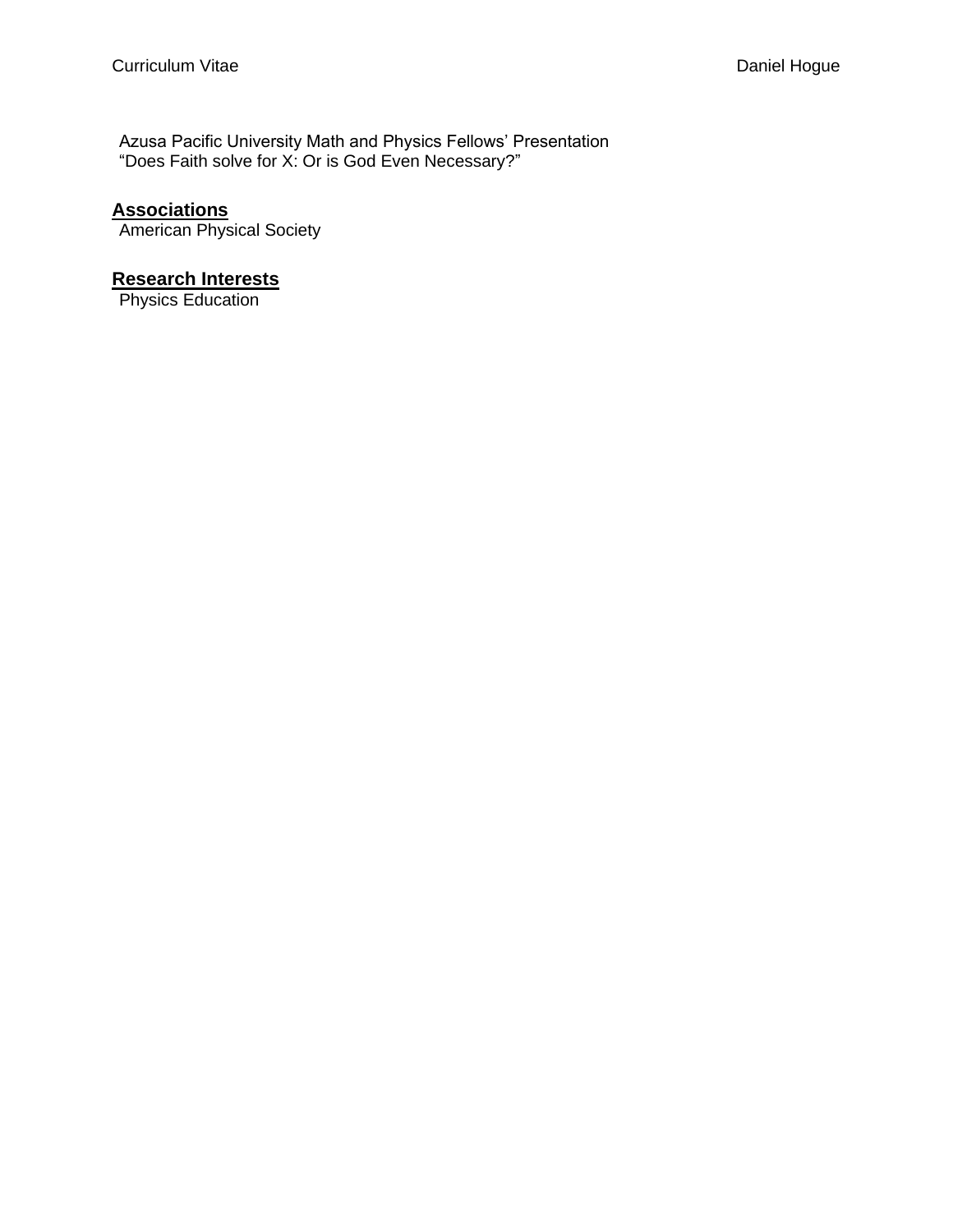Azusa Pacific University Math and Physics Fellows' Presentation
"Does Faith solve for X: Or is God Even Necessary?"

## Associations

American Physical Society

## Research Interests

Physics Education